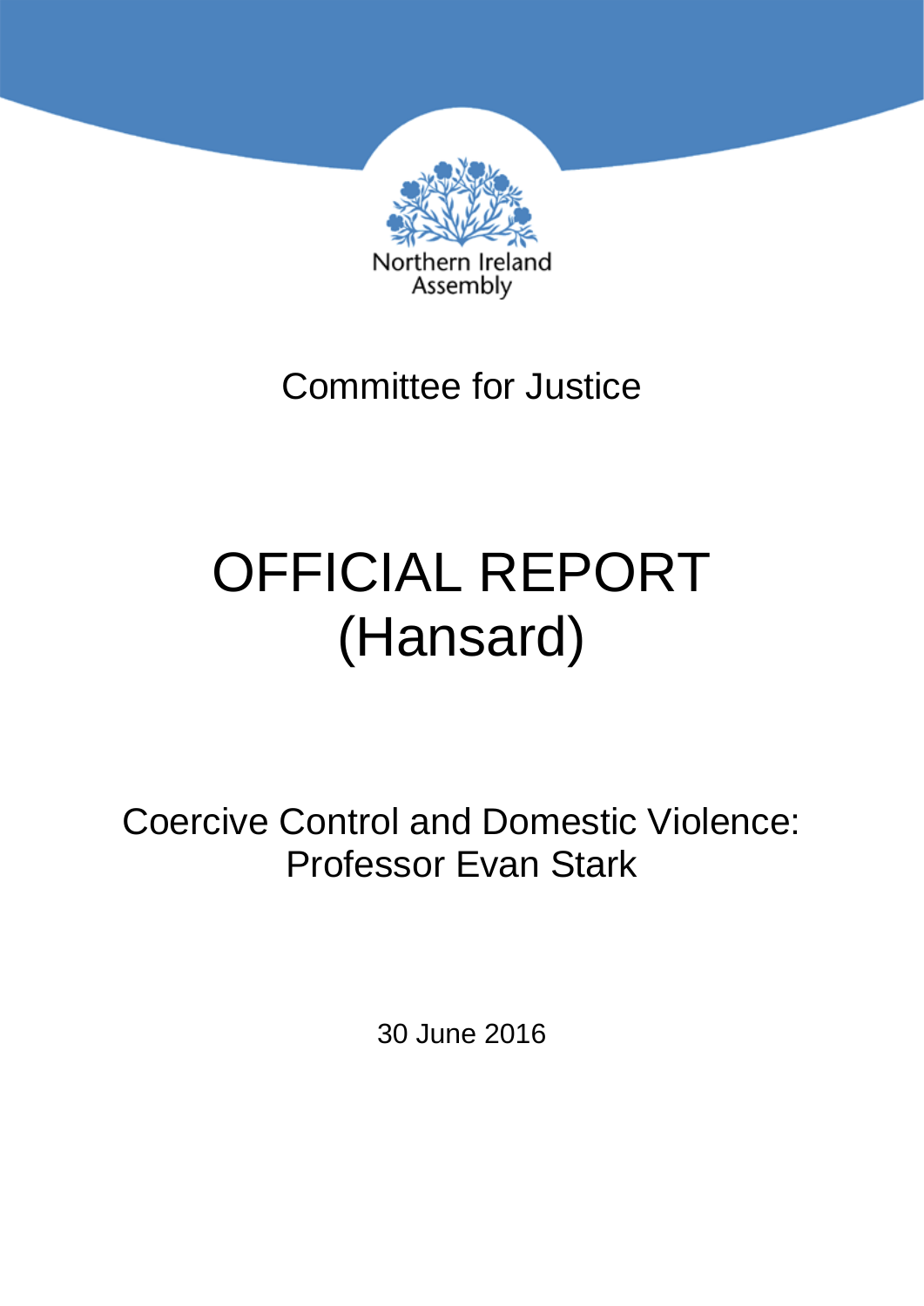Northern Ireland Assembly

Committee for Justice

# OFFICIAL REPORT (Hansard)

## Coercive Control and Domestic Violence: Professor Evan Stark

30 June 2016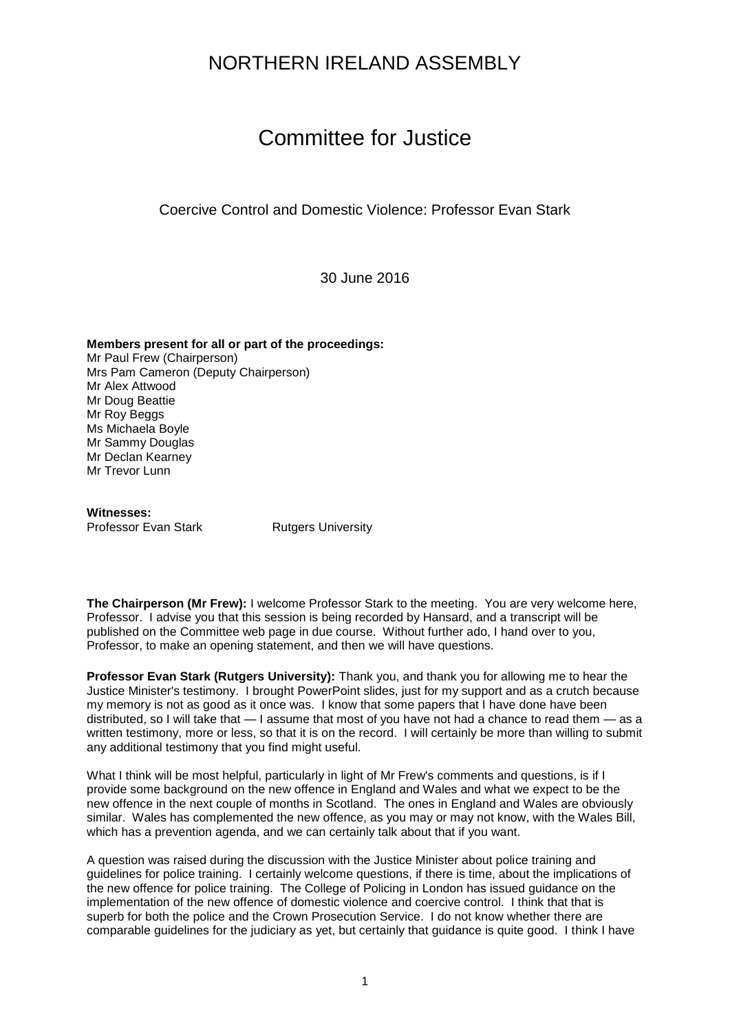# NORTHERN IRELAND ASSEMBLY

# Committee for Justice

Coercive Control and Domestic Violence: Professor Evan Stark

30 June 2016

**Members present for all or part of the proceedings:**
Mr Paul Frew (Chairperson)
Mrs Pam Cameron (Deputy Chairperson)
Mr Alex Attwood
Mr Doug Beattie
Mr Roy Beggs
Ms Michaela Boyle
Mr Sammy Douglas
Mr Declan Kearney
Mr Trevor Lunn

**Witnesses:**
Professor Evan Stark — Rutgers University

**The Chairperson (Mr Frew):** I welcome Professor Stark to the meeting. You are very welcome here, Professor. I advise you that this session is being recorded by Hansard, and a transcript will be published on the Committee web page in due course. Without further ado, I hand over to you, Professor, to make an opening statement, and then we will have questions.

**Professor Evan Stark (Rutgers University):** Thank you, and thank you for allowing me to hear the Justice Minister's testimony. I brought PowerPoint slides, just for my support and as a crutch because my memory is not as good as it once was. I know that some papers that I have done have been distributed, so I will take that — I assume that most of you have not had a chance to read them — as a written testimony, more or less, so that it is on the record. I will certainly be more than willing to submit any additional testimony that you find might useful.

What I think will be most helpful, particularly in light of Mr Frew's comments and questions, is if I provide some background on the new offence in England and Wales and what we expect to be the new offence in the next couple of months in Scotland. The ones in England and Wales are obviously similar. Wales has complemented the new offence, as you may or may not know, with the Wales Bill, which has a prevention agenda, and we can certainly talk about that if you want.

A question was raised during the discussion with the Justice Minister about police training and guidelines for police training. I certainly welcome questions, if there is time, about the implications of the new offence for police training. The College of Policing in London has issued guidance on the implementation of the new offence of domestic violence and coercive control. I think that that is superb for both the police and the Crown Prosecution Service. I do not know whether there are comparable guidelines for the judiciary as yet, but certainly that guidance is quite good. I think I have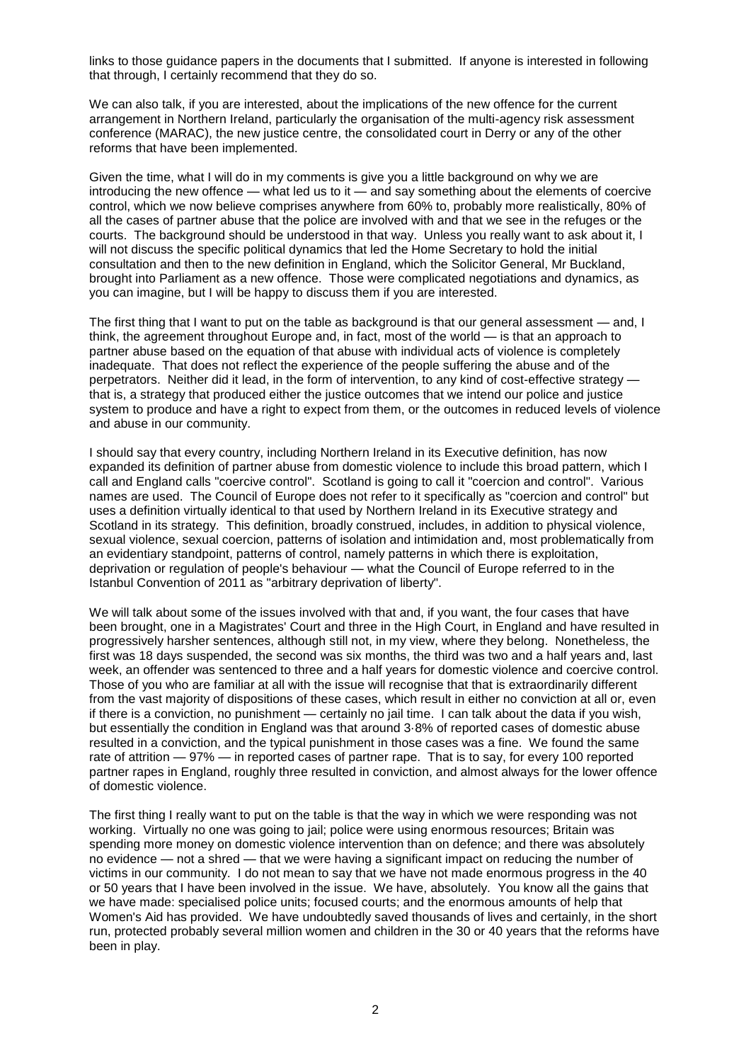links to those guidance papers in the documents that I submitted. If anyone is interested in following that through, I certainly recommend that they do so.

We can also talk, if you are interested, about the implications of the new offence for the current arrangement in Northern Ireland, particularly the organisation of the multi-agency risk assessment conference (MARAC), the new justice centre, the consolidated court in Derry or any of the other reforms that have been implemented.

Given the time, what I will do in my comments is give you a little background on why we are introducing the new offence — what led us to it — and say something about the elements of coercive control, which we now believe comprises anywhere from 60% to, probably more realistically, 80% of all the cases of partner abuse that the police are involved with and that we see in the refuges or the courts. The background should be understood in that way. Unless you really want to ask about it, I will not discuss the specific political dynamics that led the Home Secretary to hold the initial consultation and then to the new definition in England, which the Solicitor General, Mr Buckland, brought into Parliament as a new offence. Those were complicated negotiations and dynamics, as you can imagine, but I will be happy to discuss them if you are interested.

The first thing that I want to put on the table as background is that our general assessment — and, I think, the agreement throughout Europe and, in fact, most of the world — is that an approach to partner abuse based on the equation of that abuse with individual acts of violence is completely inadequate. That does not reflect the experience of the people suffering the abuse and of the perpetrators. Neither did it lead, in the form of intervention, to any kind of cost-effective strategy — that is, a strategy that produced either the justice outcomes that we intend our police and justice system to produce and have a right to expect from them, or the outcomes in reduced levels of violence and abuse in our community.

I should say that every country, including Northern Ireland in its Executive definition, has now expanded its definition of partner abuse from domestic violence to include this broad pattern, which I call and England calls "coercive control". Scotland is going to call it "coercion and control". Various names are used. The Council of Europe does not refer to it specifically as "coercion and control" but uses a definition virtually identical to that used by Northern Ireland in its Executive strategy and Scotland in its strategy. This definition, broadly construed, includes, in addition to physical violence, sexual violence, sexual coercion, patterns of isolation and intimidation and, most problematically from an evidentiary standpoint, patterns of control, namely patterns in which there is exploitation, deprivation or regulation of people's behaviour — what the Council of Europe referred to in the Istanbul Convention of 2011 as "arbitrary deprivation of liberty".

We will talk about some of the issues involved with that and, if you want, the four cases that have been brought, one in a Magistrates' Court and three in the High Court, in England and have resulted in progressively harsher sentences, although still not, in my view, where they belong. Nonetheless, the first was 18 days suspended, the second was six months, the third was two and a half years and, last week, an offender was sentenced to three and a half years for domestic violence and coercive control. Those of you who are familiar at all with the issue will recognise that that is extraordinarily different from the vast majority of dispositions of these cases, which result in either no conviction at all or, even if there is a conviction, no punishment — certainly no jail time. I can talk about the data if you wish, but essentially the condition in England was that around 3·8% of reported cases of domestic abuse resulted in a conviction, and the typical punishment in those cases was a fine. We found the same rate of attrition — 97% — in reported cases of partner rape. That is to say, for every 100 reported partner rapes in England, roughly three resulted in conviction, and almost always for the lower offence of domestic violence.

The first thing I really want to put on the table is that the way in which we were responding was not working. Virtually no one was going to jail; police were using enormous resources; Britain was spending more money on domestic violence intervention than on defence; and there was absolutely no evidence — not a shred — that we were having a significant impact on reducing the number of victims in our community. I do not mean to say that we have not made enormous progress in the 40 or 50 years that I have been involved in the issue. We have, absolutely. You know all the gains that we have made: specialised police units; focused courts; and the enormous amounts of help that Women's Aid has provided. We have undoubtedly saved thousands of lives and certainly, in the short run, protected probably several million women and children in the 30 or 40 years that the reforms have been in play.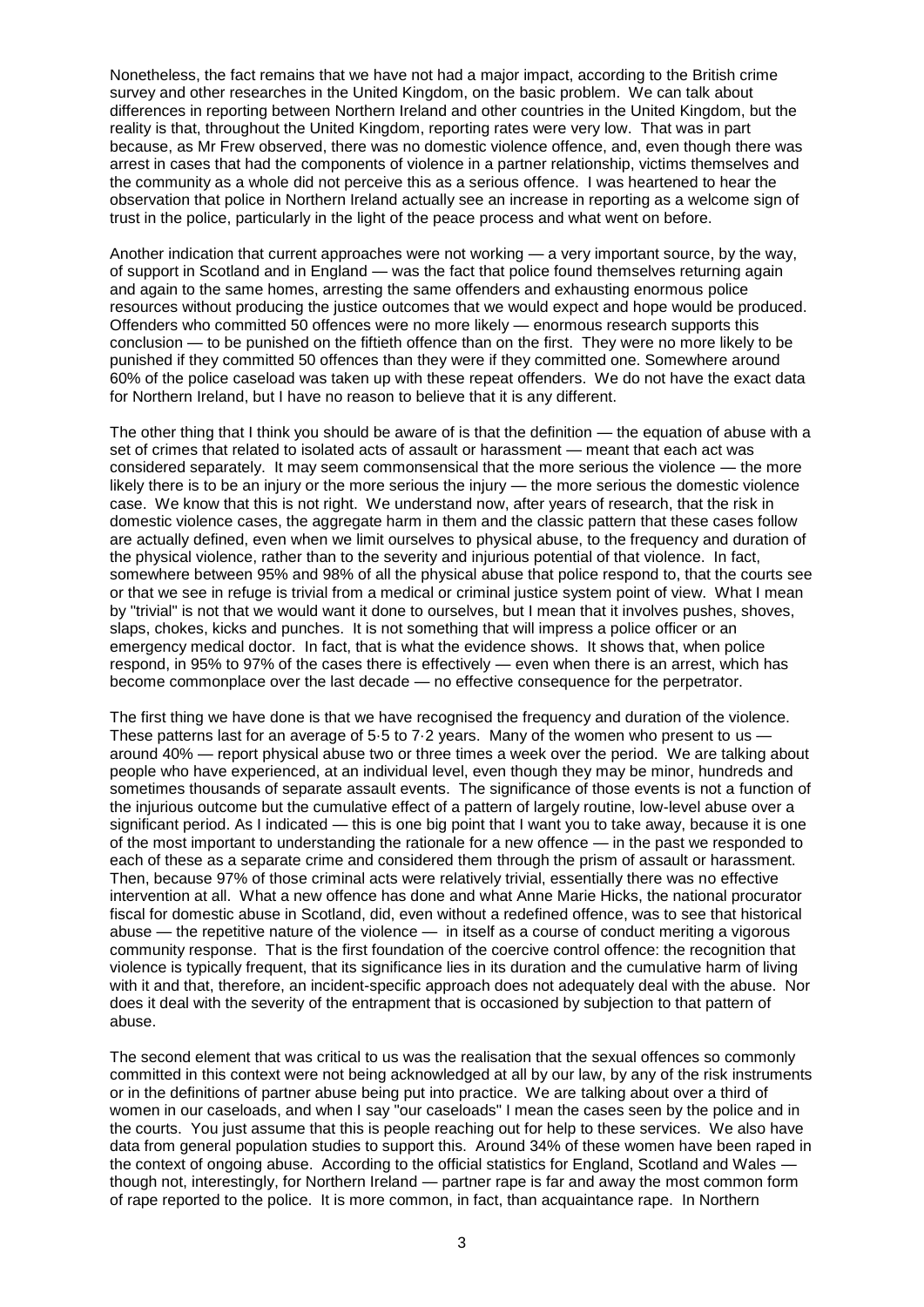Nonetheless, the fact remains that we have not had a major impact, according to the British crime survey and other researches in the United Kingdom, on the basic problem. We can talk about differences in reporting between Northern Ireland and other countries in the United Kingdom, but the reality is that, throughout the United Kingdom, reporting rates were very low. That was in part because, as Mr Frew observed, there was no domestic violence offence, and, even though there was arrest in cases that had the components of violence in a partner relationship, victims themselves and the community as a whole did not perceive this as a serious offence. I was heartened to hear the observation that police in Northern Ireland actually see an increase in reporting as a welcome sign of trust in the police, particularly in the light of the peace process and what went on before.

Another indication that current approaches were not working — a very important source, by the way, of support in Scotland and in England — was the fact that police found themselves returning again and again to the same homes, arresting the same offenders and exhausting enormous police resources without producing the justice outcomes that we would expect and hope would be produced. Offenders who committed 50 offences were no more likely — enormous research supports this conclusion — to be punished on the fiftieth offence than on the first. They were no more likely to be punished if they committed 50 offences than they were if they committed one. Somewhere around 60% of the police caseload was taken up with these repeat offenders. We do not have the exact data for Northern Ireland, but I have no reason to believe that it is any different.

The other thing that I think you should be aware of is that the definition — the equation of abuse with a set of crimes that related to isolated acts of assault or harassment — meant that each act was considered separately. It may seem commonsensical that the more serious the violence — the more likely there is to be an injury or the more serious the injury — the more serious the domestic violence case. We know that this is not right. We understand now, after years of research, that the risk in domestic violence cases, the aggregate harm in them and the classic pattern that these cases follow are actually defined, even when we limit ourselves to physical abuse, to the frequency and duration of the physical violence, rather than to the severity and injurious potential of that violence. In fact, somewhere between 95% and 98% of all the physical abuse that police respond to, that the courts see or that we see in refuge is trivial from a medical or criminal justice system point of view. What I mean by "trivial" is not that we would want it done to ourselves, but I mean that it involves pushes, shoves, slaps, chokes, kicks and punches. It is not something that will impress a police officer or an emergency medical doctor. In fact, that is what the evidence shows. It shows that, when police respond, in 95% to 97% of the cases there is effectively — even when there is an arrest, which has become commonplace over the last decade — no effective consequence for the perpetrator.

The first thing we have done is that we have recognised the frequency and duration of the violence. These patterns last for an average of 5·5 to 7·2 years. Many of the women who present to us — around 40% — report physical abuse two or three times a week over the period. We are talking about people who have experienced, at an individual level, even though they may be minor, hundreds and sometimes thousands of separate assault events. The significance of those events is not a function of the injurious outcome but the cumulative effect of a pattern of largely routine, low-level abuse over a significant period. As I indicated — this is one big point that I want you to take away, because it is one of the most important to understanding the rationale for a new offence — in the past we responded to each of these as a separate crime and considered them through the prism of assault or harassment. Then, because 97% of those criminal acts were relatively trivial, essentially there was no effective intervention at all. What a new offence has done and what Anne Marie Hicks, the national procurator fiscal for domestic abuse in Scotland, did, even without a redefined offence, was to see that historical abuse — the repetitive nature of the violence — in itself as a course of conduct meriting a vigorous community response. That is the first foundation of the coercive control offence: the recognition that violence is typically frequent, that its significance lies in its duration and the cumulative harm of living with it and that, therefore, an incident-specific approach does not adequately deal with the abuse. Nor does it deal with the severity of the entrapment that is occasioned by subjection to that pattern of abuse.

The second element that was critical to us was the realisation that the sexual offences so commonly committed in this context were not being acknowledged at all by our law, by any of the risk instruments or in the definitions of partner abuse being put into practice. We are talking about over a third of women in our caseloads, and when I say "our caseloads" I mean the cases seen by the police and in the courts. You just assume that this is people reaching out for help to these services. We also have data from general population studies to support this. Around 34% of these women have been raped in the context of ongoing abuse. According to the official statistics for England, Scotland and Wales — though not, interestingly, for Northern Ireland — partner rape is far and away the most common form of rape reported to the police. It is more common, in fact, than acquaintance rape. In Northern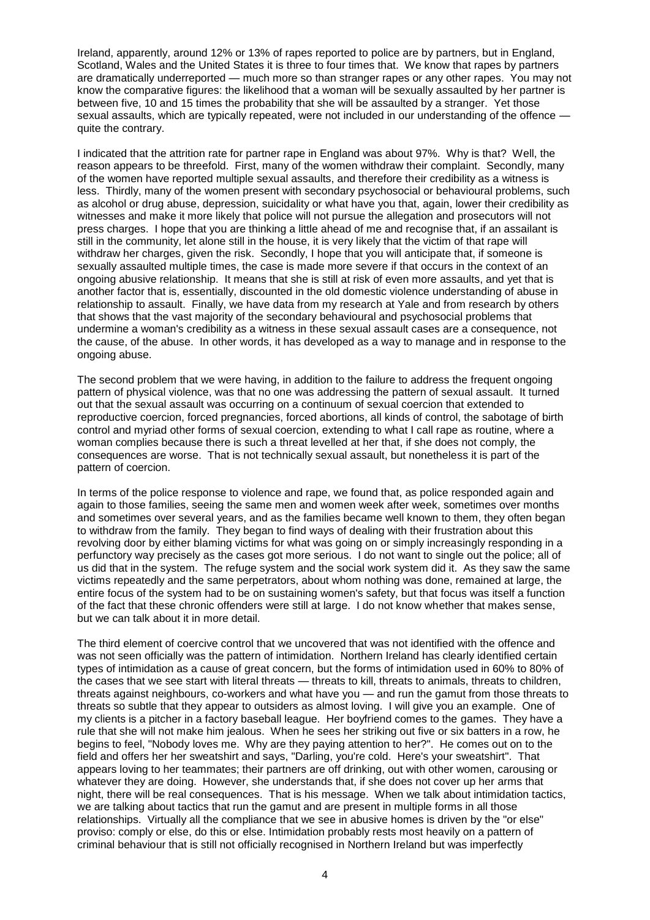Ireland, apparently, around 12% or 13% of rapes reported to police are by partners, but in England, Scotland, Wales and the United States it is three to four times that. We know that rapes by partners are dramatically underreported — much more so than stranger rapes or any other rapes. You may not know the comparative figures: the likelihood that a woman will be sexually assaulted by her partner is between five, 10 and 15 times the probability that she will be assaulted by a stranger. Yet those sexual assaults, which are typically repeated, were not included in our understanding of the offence — quite the contrary.

I indicated that the attrition rate for partner rape in England was about 97%. Why is that? Well, the reason appears to be threefold. First, many of the women withdraw their complaint. Secondly, many of the women have reported multiple sexual assaults, and therefore their credibility as a witness is less. Thirdly, many of the women present with secondary psychosocial or behavioural problems, such as alcohol or drug abuse, depression, suicidality or what have you that, again, lower their credibility as witnesses and make it more likely that police will not pursue the allegation and prosecutors will not press charges. I hope that you are thinking a little ahead of me and recognise that, if an assailant is still in the community, let alone still in the house, it is very likely that the victim of that rape will withdraw her charges, given the risk. Secondly, I hope that you will anticipate that, if someone is sexually assaulted multiple times, the case is made more severe if that occurs in the context of an ongoing abusive relationship. It means that she is still at risk of even more assaults, and yet that is another factor that is, essentially, discounted in the old domestic violence understanding of abuse in relationship to assault. Finally, we have data from my research at Yale and from research by others that shows that the vast majority of the secondary behavioural and psychosocial problems that undermine a woman's credibility as a witness in these sexual assault cases are a consequence, not the cause, of the abuse. In other words, it has developed as a way to manage and in response to the ongoing abuse.

The second problem that we were having, in addition to the failure to address the frequent ongoing pattern of physical violence, was that no one was addressing the pattern of sexual assault. It turned out that the sexual assault was occurring on a continuum of sexual coercion that extended to reproductive coercion, forced pregnancies, forced abortions, all kinds of control, the sabotage of birth control and myriad other forms of sexual coercion, extending to what I call rape as routine, where a woman complies because there is such a threat levelled at her that, if she does not comply, the consequences are worse. That is not technically sexual assault, but nonetheless it is part of the pattern of coercion.

In terms of the police response to violence and rape, we found that, as police responded again and again to those families, seeing the same men and women week after week, sometimes over months and sometimes over several years, and as the families became well known to them, they often began to withdraw from the family. They began to find ways of dealing with their frustration about this revolving door by either blaming victims for what was going on or simply increasingly responding in a perfunctory way precisely as the cases got more serious. I do not want to single out the police; all of us did that in the system. The refuge system and the social work system did it. As they saw the same victims repeatedly and the same perpetrators, about whom nothing was done, remained at large, the entire focus of the system had to be on sustaining women's safety, but that focus was itself a function of the fact that these chronic offenders were still at large. I do not know whether that makes sense, but we can talk about it in more detail.

The third element of coercive control that we uncovered that was not identified with the offence and was not seen officially was the pattern of intimidation. Northern Ireland has clearly identified certain types of intimidation as a cause of great concern, but the forms of intimidation used in 60% to 80% of the cases that we see start with literal threats — threats to kill, threats to animals, threats to children, threats against neighbours, co-workers and what have you — and run the gamut from those threats to threats so subtle that they appear to outsiders as almost loving. I will give you an example. One of my clients is a pitcher in a factory baseball league. Her boyfriend comes to the games. They have a rule that she will not make him jealous. When he sees her striking out five or six batters in a row, he begins to feel, "Nobody loves me. Why are they paying attention to her?". He comes out on to the field and offers her her sweatshirt and says, "Darling, you're cold. Here's your sweatshirt". That appears loving to her teammates; their partners are off drinking, out with other women, carousing or whatever they are doing. However, she understands that, if she does not cover up her arms that night, there will be real consequences. That is his message. When we talk about intimidation tactics, we are talking about tactics that run the gamut and are present in multiple forms in all those relationships. Virtually all the compliance that we see in abusive homes is driven by the "or else" proviso: comply or else, do this or else. Intimidation probably rests most heavily on a pattern of criminal behaviour that is still not officially recognised in Northern Ireland but was imperfectly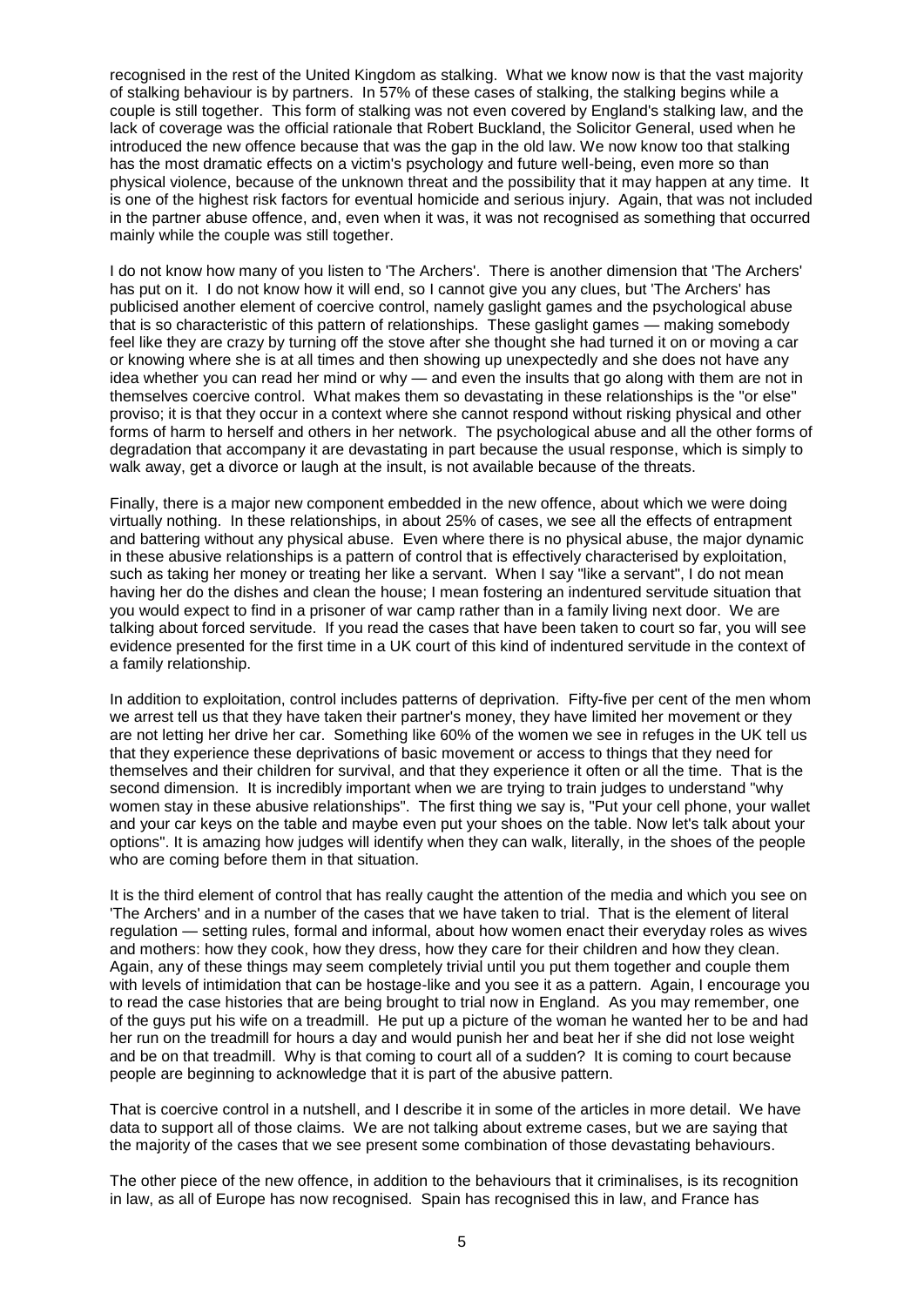recognised in the rest of the United Kingdom as stalking. What we know now is that the vast majority of stalking behaviour is by partners. In 57% of these cases of stalking, the stalking begins while a couple is still together. This form of stalking was not even covered by England's stalking law, and the lack of coverage was the official rationale that Robert Buckland, the Solicitor General, used when he introduced the new offence because that was the gap in the old law. We now know too that stalking has the most dramatic effects on a victim's psychology and future well-being, even more so than physical violence, because of the unknown threat and the possibility that it may happen at any time. It is one of the highest risk factors for eventual homicide and serious injury. Again, that was not included in the partner abuse offence, and, even when it was, it was not recognised as something that occurred mainly while the couple was still together.

I do not know how many of you listen to 'The Archers'. There is another dimension that 'The Archers' has put on it. I do not know how it will end, so I cannot give you any clues, but 'The Archers' has publicised another element of coercive control, namely gaslight games and the psychological abuse that is so characteristic of this pattern of relationships. These gaslight games — making somebody feel like they are crazy by turning off the stove after she thought she had turned it on or moving a car or knowing where she is at all times and then showing up unexpectedly and she does not have any idea whether you can read her mind or why — and even the insults that go along with them are not in themselves coercive control. What makes them so devastating in these relationships is the "or else" proviso; it is that they occur in a context where she cannot respond without risking physical and other forms of harm to herself and others in her network. The psychological abuse and all the other forms of degradation that accompany it are devastating in part because the usual response, which is simply to walk away, get a divorce or laugh at the insult, is not available because of the threats.

Finally, there is a major new component embedded in the new offence, about which we were doing virtually nothing. In these relationships, in about 25% of cases, we see all the effects of entrapment and battering without any physical abuse. Even where there is no physical abuse, the major dynamic in these abusive relationships is a pattern of control that is effectively characterised by exploitation, such as taking her money or treating her like a servant. When I say "like a servant", I do not mean having her do the dishes and clean the house; I mean fostering an indentured servitude situation that you would expect to find in a prisoner of war camp rather than in a family living next door. We are talking about forced servitude. If you read the cases that have been taken to court so far, you will see evidence presented for the first time in a UK court of this kind of indentured servitude in the context of a family relationship.

In addition to exploitation, control includes patterns of deprivation. Fifty-five per cent of the men whom we arrest tell us that they have taken their partner's money, they have limited her movement or they are not letting her drive her car. Something like 60% of the women we see in refuges in the UK tell us that they experience these deprivations of basic movement or access to things that they need for themselves and their children for survival, and that they experience it often or all the time. That is the second dimension. It is incredibly important when we are trying to train judges to understand "why women stay in these abusive relationships". The first thing we say is, "Put your cell phone, your wallet and your car keys on the table and maybe even put your shoes on the table. Now let's talk about your options". It is amazing how judges will identify when they can walk, literally, in the shoes of the people who are coming before them in that situation.

It is the third element of control that has really caught the attention of the media and which you see on 'The Archers' and in a number of the cases that we have taken to trial. That is the element of literal regulation — setting rules, formal and informal, about how women enact their everyday roles as wives and mothers: how they cook, how they dress, how they care for their children and how they clean. Again, any of these things may seem completely trivial until you put them together and couple them with levels of intimidation that can be hostage-like and you see it as a pattern. Again, I encourage you to read the case histories that are being brought to trial now in England. As you may remember, one of the guys put his wife on a treadmill. He put up a picture of the woman he wanted her to be and had her run on the treadmill for hours a day and would punish her and beat her if she did not lose weight and be on that treadmill. Why is that coming to court all of a sudden? It is coming to court because people are beginning to acknowledge that it is part of the abusive pattern.

That is coercive control in a nutshell, and I describe it in some of the articles in more detail. We have data to support all of those claims. We are not talking about extreme cases, but we are saying that the majority of the cases that we see present some combination of those devastating behaviours.

The other piece of the new offence, in addition to the behaviours that it criminalises, is its recognition in law, as all of Europe has now recognised. Spain has recognised this in law, and France has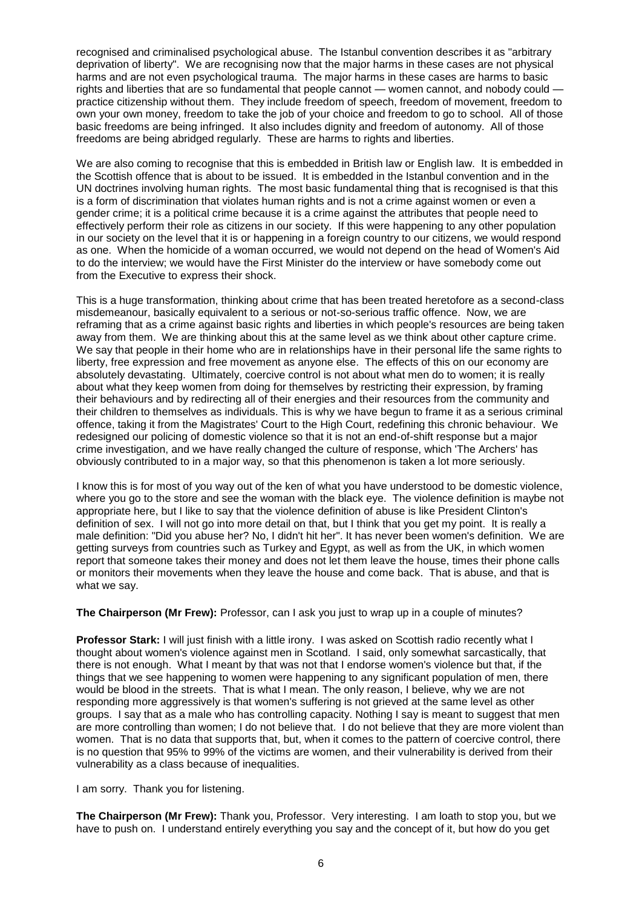recognised and criminalised psychological abuse. The Istanbul convention describes it as "arbitrary deprivation of liberty". We are recognising now that the major harms in these cases are not physical harms and are not even psychological trauma. The major harms in these cases are harms to basic rights and liberties that are so fundamental that people cannot — women cannot, and nobody could — practice citizenship without them. They include freedom of speech, freedom of movement, freedom to own your own money, freedom to take the job of your choice and freedom to go to school. All of those basic freedoms are being infringed. It also includes dignity and freedom of autonomy. All of those freedoms are being abridged regularly. These are harms to rights and liberties.

We are also coming to recognise that this is embedded in British law or English law. It is embedded in the Scottish offence that is about to be issued. It is embedded in the Istanbul convention and in the UN doctrines involving human rights. The most basic fundamental thing that is recognised is that this is a form of discrimination that violates human rights and is not a crime against women or even a gender crime; it is a political crime because it is a crime against the attributes that people need to effectively perform their role as citizens in our society. If this were happening to any other population in our society on the level that it is or happening in a foreign country to our citizens, we would respond as one. When the homicide of a woman occurred, we would not depend on the head of Women's Aid to do the interview; we would have the First Minister do the interview or have somebody come out from the Executive to express their shock.

This is a huge transformation, thinking about crime that has been treated heretofore as a second-class misdemeanour, basically equivalent to a serious or not-so-serious traffic offence. Now, we are reframing that as a crime against basic rights and liberties in which people's resources are being taken away from them. We are thinking about this at the same level as we think about other capture crime. We say that people in their home who are in relationships have in their personal life the same rights to liberty, free expression and free movement as anyone else. The effects of this on our economy are absolutely devastating. Ultimately, coercive control is not about what men do to women; it is really about what they keep women from doing for themselves by restricting their expression, by framing their behaviours and by redirecting all of their energies and their resources from the community and their children to themselves as individuals. This is why we have begun to frame it as a serious criminal offence, taking it from the Magistrates' Court to the High Court, redefining this chronic behaviour. We redesigned our policing of domestic violence so that it is not an end-of-shift response but a major crime investigation, and we have really changed the culture of response, which 'The Archers' has obviously contributed to in a major way, so that this phenomenon is taken a lot more seriously.

I know this is for most of you way out of the ken of what you have understood to be domestic violence, where you go to the store and see the woman with the black eye. The violence definition is maybe not appropriate here, but I like to say that the violence definition of abuse is like President Clinton's definition of sex. I will not go into more detail on that, but I think that you get my point. It is really a male definition: "Did you abuse her? No, I didn't hit her". It has never been women's definition. We are getting surveys from countries such as Turkey and Egypt, as well as from the UK, in which women report that someone takes their money and does not let them leave the house, times their phone calls or monitors their movements when they leave the house and come back. That is abuse, and that is what we say.

**The Chairperson (Mr Frew):** Professor, can I ask you just to wrap up in a couple of minutes?

**Professor Stark:** I will just finish with a little irony. I was asked on Scottish radio recently what I thought about women's violence against men in Scotland. I said, only somewhat sarcastically, that there is not enough. What I meant by that was not that I endorse women's violence but that, if the things that we see happening to women were happening to any significant population of men, there would be blood in the streets. That is what I mean. The only reason, I believe, why we are not responding more aggressively is that women's suffering is not grieved at the same level as other groups. I say that as a male who has controlling capacity. Nothing I say is meant to suggest that men are more controlling than women; I do not believe that. I do not believe that they are more violent than women. That is no data that supports that, but, when it comes to the pattern of coercive control, there is no question that 95% to 99% of the victims are women, and their vulnerability is derived from their vulnerability as a class because of inequalities.

I am sorry. Thank you for listening.

**The Chairperson (Mr Frew):** Thank you, Professor. Very interesting. I am loath to stop you, but we have to push on. I understand entirely everything you say and the concept of it, but how do you get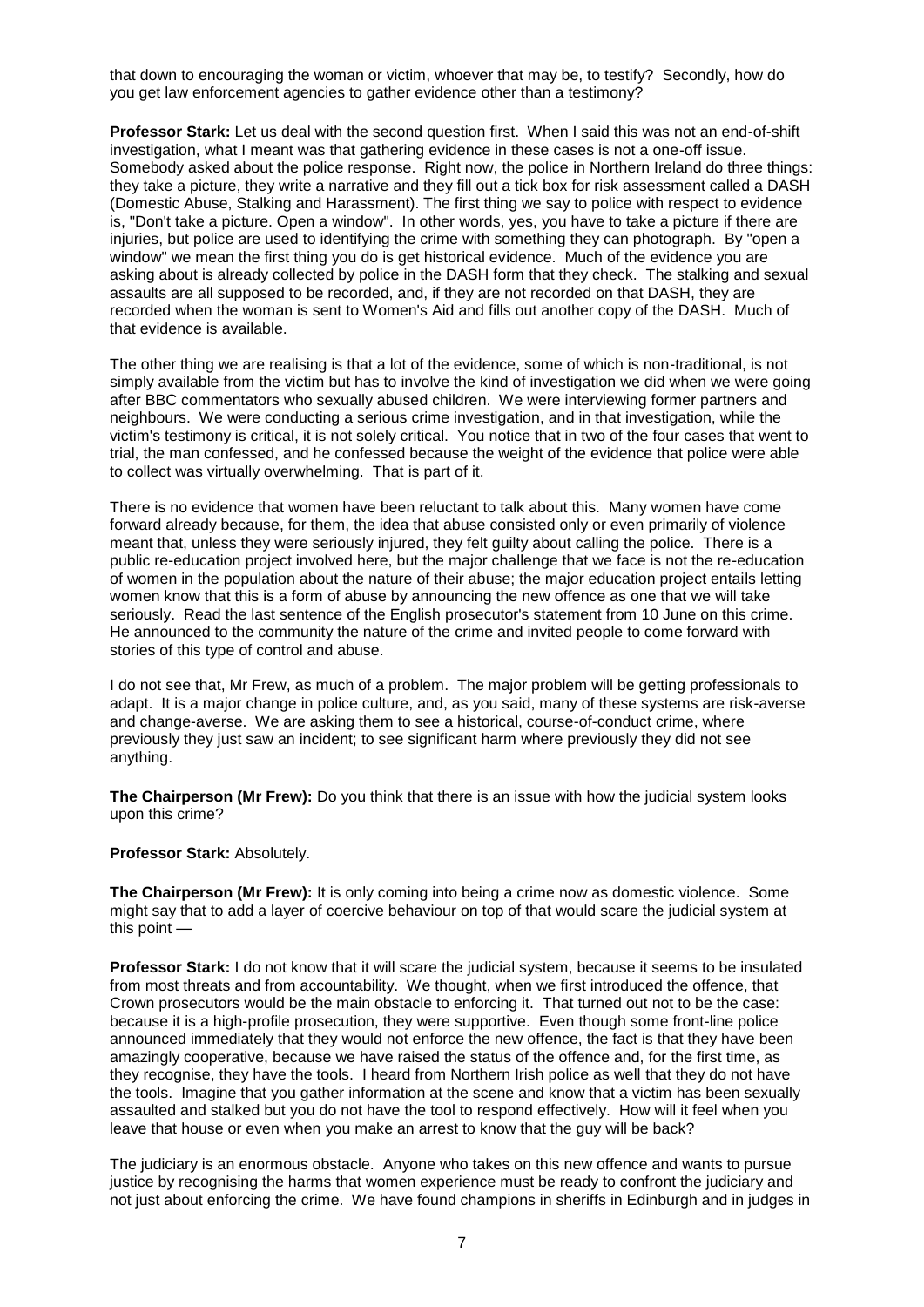that down to encouraging the woman or victim, whoever that may be, to testify? Secondly, how do you get law enforcement agencies to gather evidence other than a testimony?

**Professor Stark:** Let us deal with the second question first. When I said this was not an end-of-shift investigation, what I meant was that gathering evidence in these cases is not a one-off issue. Somebody asked about the police response. Right now, the police in Northern Ireland do three things: they take a picture, they write a narrative and they fill out a tick box for risk assessment called a DASH (Domestic Abuse, Stalking and Harassment). The first thing we say to police with respect to evidence is, "Don't take a picture. Open a window". In other words, yes, you have to take a picture if there are injuries, but police are used to identifying the crime with something they can photograph. By "open a window" we mean the first thing you do is get historical evidence. Much of the evidence you are asking about is already collected by police in the DASH form that they check. The stalking and sexual assaults are all supposed to be recorded, and, if they are not recorded on that DASH, they are recorded when the woman is sent to Women's Aid and fills out another copy of the DASH. Much of that evidence is available.

The other thing we are realising is that a lot of the evidence, some of which is non-traditional, is not simply available from the victim but has to involve the kind of investigation we did when we were going after BBC commentators who sexually abused children. We were interviewing former partners and neighbours. We were conducting a serious crime investigation, and in that investigation, while the victim's testimony is critical, it is not solely critical. You notice that in two of the four cases that went to trial, the man confessed, and he confessed because the weight of the evidence that police were able to collect was virtually overwhelming. That is part of it.

There is no evidence that women have been reluctant to talk about this. Many women have come forward already because, for them, the idea that abuse consisted only or even primarily of violence meant that, unless they were seriously injured, they felt guilty about calling the police. There is a public re-education project involved here, but the major challenge that we face is not the re-education of women in the population about the nature of their abuse; the major education project entails letting women know that this is a form of abuse by announcing the new offence as one that we will take seriously. Read the last sentence of the English prosecutor's statement from 10 June on this crime. He announced to the community the nature of the crime and invited people to come forward with stories of this type of control and abuse.

I do not see that, Mr Frew, as much of a problem. The major problem will be getting professionals to adapt. It is a major change in police culture, and, as you said, many of these systems are risk-averse and change-averse. We are asking them to see a historical, course-of-conduct crime, where previously they just saw an incident; to see significant harm where previously they did not see anything.

**The Chairperson (Mr Frew):** Do you think that there is an issue with how the judicial system looks upon this crime?

**Professor Stark:** Absolutely.

**The Chairperson (Mr Frew):** It is only coming into being a crime now as domestic violence. Some might say that to add a layer of coercive behaviour on top of that would scare the judicial system at this point —

**Professor Stark:** I do not know that it will scare the judicial system, because it seems to be insulated from most threats and from accountability. We thought, when we first introduced the offence, that Crown prosecutors would be the main obstacle to enforcing it. That turned out not to be the case: because it is a high-profile prosecution, they were supportive. Even though some front-line police announced immediately that they would not enforce the new offence, the fact is that they have been amazingly cooperative, because we have raised the status of the offence and, for the first time, as they recognise, they have the tools. I heard from Northern Irish police as well that they do not have the tools. Imagine that you gather information at the scene and know that a victim has been sexually assaulted and stalked but you do not have the tool to respond effectively. How will it feel when you leave that house or even when you make an arrest to know that the guy will be back?

The judiciary is an enormous obstacle. Anyone who takes on this new offence and wants to pursue justice by recognising the harms that women experience must be ready to confront the judiciary and not just about enforcing the crime. We have found champions in sheriffs in Edinburgh and in judges in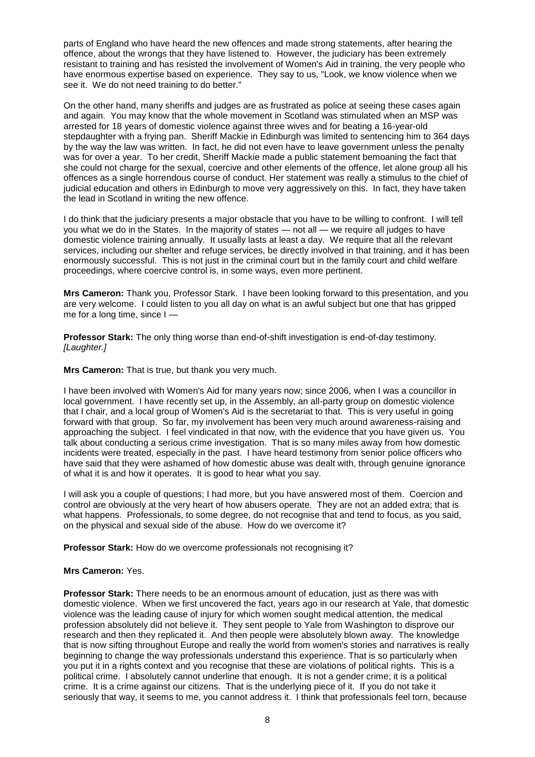parts of England who have heard the new offences and made strong statements, after hearing the offence, about the wrongs that they have listened to. However, the judiciary has been extremely resistant to training and has resisted the involvement of Women's Aid in training, the very people who have enormous expertise based on experience. They say to us, "Look, we know violence when we see it. We do not need training to do better."

On the other hand, many sheriffs and judges are as frustrated as police at seeing these cases again and again. You may know that the whole movement in Scotland was stimulated when an MSP was arrested for 18 years of domestic violence against three wives and for beating a 16-year-old stepdaughter with a frying pan. Sheriff Mackie in Edinburgh was limited to sentencing him to 364 days by the way the law was written. In fact, he did not even have to leave government unless the penalty was for over a year. To her credit, Sheriff Mackie made a public statement bemoaning the fact that she could not charge for the sexual, coercive and other elements of the offence, let alone group all his offences as a single horrendous course of conduct. Her statement was really a stimulus to the chief of judicial education and others in Edinburgh to move very aggressively on this. In fact, they have taken the lead in Scotland in writing the new offence.

I do think that the judiciary presents a major obstacle that you have to be willing to confront. I will tell you what we do in the States. In the majority of states — not all — we require all judges to have domestic violence training annually. It usually lasts at least a day. We require that all the relevant services, including our shelter and refuge services, be directly involved in that training, and it has been enormously successful. This is not just in the criminal court but in the family court and child welfare proceedings, where coercive control is, in some ways, even more pertinent.

**Mrs Cameron:** Thank you, Professor Stark. I have been looking forward to this presentation, and you are very welcome. I could listen to you all day on what is an awful subject but one that has gripped me for a long time, since I —

**Professor Stark:** The only thing worse than end-of-shift investigation is end-of-day testimony. *[Laughter.]*

**Mrs Cameron:** That is true, but thank you very much.

I have been involved with Women's Aid for many years now; since 2006, when I was a councillor in local government. I have recently set up, in the Assembly, an all-party group on domestic violence that I chair, and a local group of Women's Aid is the secretariat to that. This is very useful in going forward with that group. So far, my involvement has been very much around awareness-raising and approaching the subject. I feel vindicated in that now, with the evidence that you have given us. You talk about conducting a serious crime investigation. That is so many miles away from how domestic incidents were treated, especially in the past. I have heard testimony from senior police officers who have said that they were ashamed of how domestic abuse was dealt with, through genuine ignorance of what it is and how it operates. It is good to hear what you say.

I will ask you a couple of questions; I had more, but you have answered most of them. Coercion and control are obviously at the very heart of how abusers operate. They are not an added extra; that is what happens. Professionals, to some degree, do not recognise that and tend to focus, as you said, on the physical and sexual side of the abuse. How do we overcome it?

**Professor Stark:** How do we overcome professionals not recognising it?

**Mrs Cameron:** Yes.

**Professor Stark:** There needs to be an enormous amount of education, just as there was with domestic violence. When we first uncovered the fact, years ago in our research at Yale, that domestic violence was the leading cause of injury for which women sought medical attention, the medical profession absolutely did not believe it. They sent people to Yale from Washington to disprove our research and then they replicated it. And then people were absolutely blown away. The knowledge that is now sifting throughout Europe and really the world from women's stories and narratives is really beginning to change the way professionals understand this experience. That is so particularly when you put it in a rights context and you recognise that these are violations of political rights. This is a political crime. I absolutely cannot underline that enough. It is not a gender crime; it is a political crime. It is a crime against our citizens. That is the underlying piece of it. If you do not take it seriously that way, it seems to me, you cannot address it. I think that professionals feel torn, because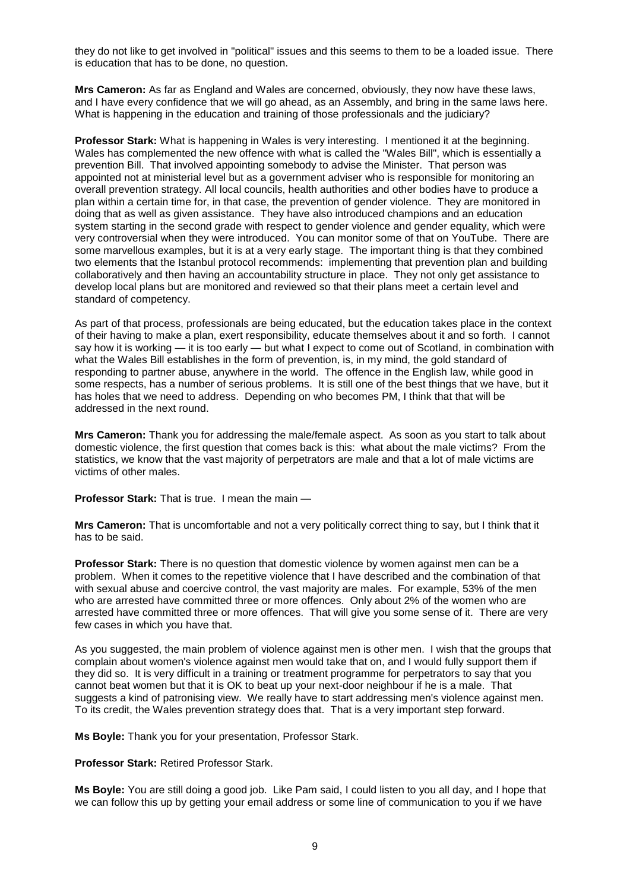they do not like to get involved in "political" issues and this seems to them to be a loaded issue. There is education that has to be done, no question.

**Mrs Cameron:** As far as England and Wales are concerned, obviously, they now have these laws, and I have every confidence that we will go ahead, as an Assembly, and bring in the same laws here. What is happening in the education and training of those professionals and the judiciary?

**Professor Stark:** What is happening in Wales is very interesting. I mentioned it at the beginning. Wales has complemented the new offence with what is called the "Wales Bill", which is essentially a prevention Bill. That involved appointing somebody to advise the Minister. That person was appointed not at ministerial level but as a government adviser who is responsible for monitoring an overall prevention strategy. All local councils, health authorities and other bodies have to produce a plan within a certain time for, in that case, the prevention of gender violence. They are monitored in doing that as well as given assistance. They have also introduced champions and an education system starting in the second grade with respect to gender violence and gender equality, which were very controversial when they were introduced. You can monitor some of that on YouTube. There are some marvellous examples, but it is at a very early stage. The important thing is that they combined two elements that the Istanbul protocol recommends: implementing that prevention plan and building collaboratively and then having an accountability structure in place. They not only get assistance to develop local plans but are monitored and reviewed so that their plans meet a certain level and standard of competency.

As part of that process, professionals are being educated, but the education takes place in the context of their having to make a plan, exert responsibility, educate themselves about it and so forth. I cannot say how it is working — it is too early — but what I expect to come out of Scotland, in combination with what the Wales Bill establishes in the form of prevention, is, in my mind, the gold standard of responding to partner abuse, anywhere in the world. The offence in the English law, while good in some respects, has a number of serious problems. It is still one of the best things that we have, but it has holes that we need to address. Depending on who becomes PM, I think that that will be addressed in the next round.

**Mrs Cameron:** Thank you for addressing the male/female aspect. As soon as you start to talk about domestic violence, the first question that comes back is this: what about the male victims? From the statistics, we know that the vast majority of perpetrators are male and that a lot of male victims are victims of other males.

**Professor Stark:** That is true. I mean the main —

**Mrs Cameron:** That is uncomfortable and not a very politically correct thing to say, but I think that it has to be said.

**Professor Stark:** There is no question that domestic violence by women against men can be a problem. When it comes to the repetitive violence that I have described and the combination of that with sexual abuse and coercive control, the vast majority are males. For example, 53% of the men who are arrested have committed three or more offences. Only about 2% of the women who are arrested have committed three or more offences. That will give you some sense of it. There are very few cases in which you have that.

As you suggested, the main problem of violence against men is other men. I wish that the groups that complain about women's violence against men would take that on, and I would fully support them if they did so. It is very difficult in a training or treatment programme for perpetrators to say that you cannot beat women but that it is OK to beat up your next-door neighbour if he is a male. That suggests a kind of patronising view. We really have to start addressing men's violence against men. To its credit, the Wales prevention strategy does that. That is a very important step forward.

**Ms Boyle:** Thank you for your presentation, Professor Stark.

**Professor Stark:** Retired Professor Stark.

**Ms Boyle:** You are still doing a good job. Like Pam said, I could listen to you all day, and I hope that we can follow this up by getting your email address or some line of communication to you if we have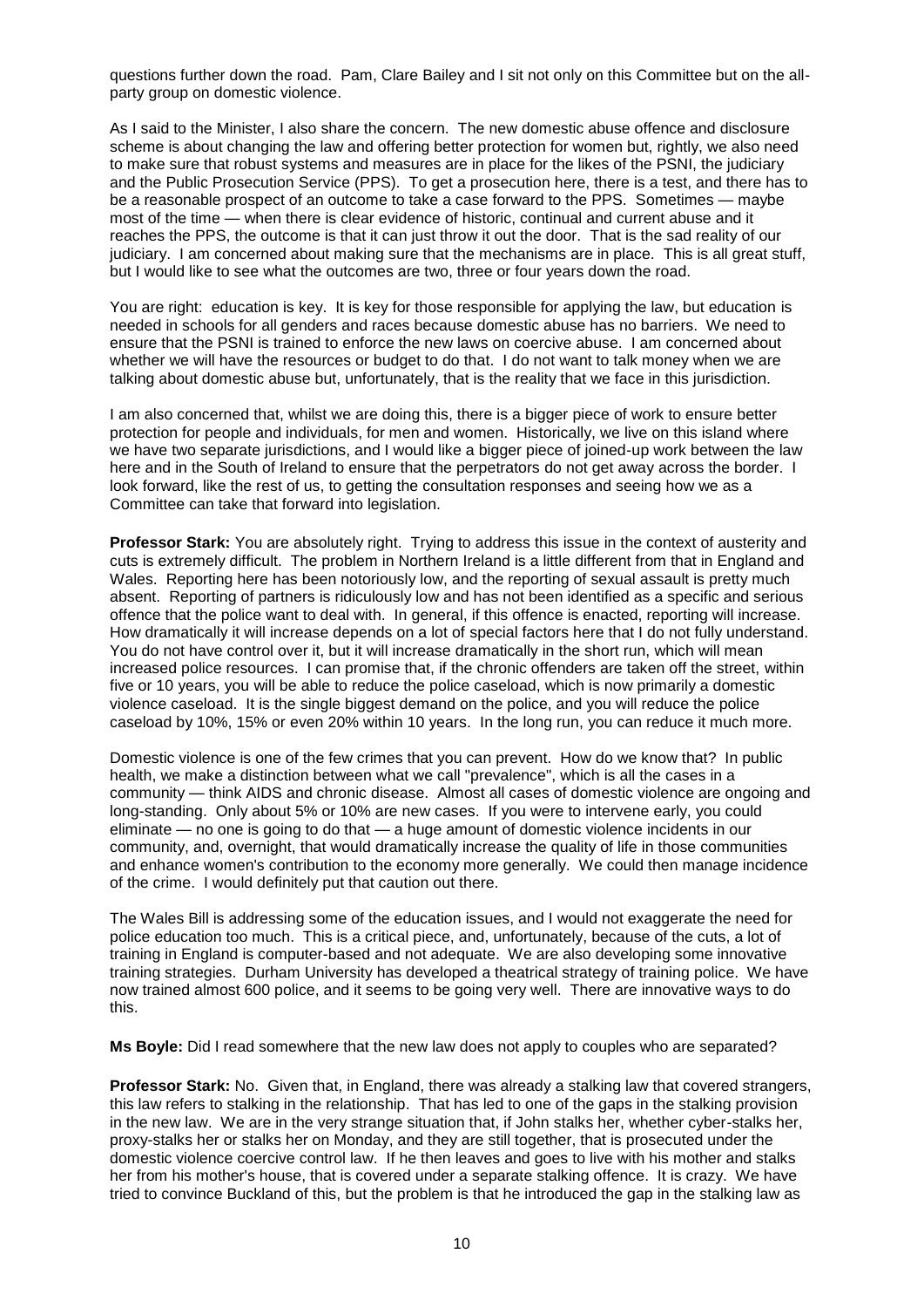questions further down the road. Pam, Clare Bailey and I sit not only on this Committee but on the all-party group on domestic violence.

As I said to the Minister, I also share the concern. The new domestic abuse offence and disclosure scheme is about changing the law and offering better protection for women but, rightly, we also need to make sure that robust systems and measures are in place for the likes of the PSNI, the judiciary and the Public Prosecution Service (PPS). To get a prosecution here, there is a test, and there has to be a reasonable prospect of an outcome to take a case forward to the PPS. Sometimes — maybe most of the time — when there is clear evidence of historic, continual and current abuse and it reaches the PPS, the outcome is that it can just throw it out the door. That is the sad reality of our judiciary. I am concerned about making sure that the mechanisms are in place. This is all great stuff, but I would like to see what the outcomes are two, three or four years down the road.

You are right: education is key. It is key for those responsible for applying the law, but education is needed in schools for all genders and races because domestic abuse has no barriers. We need to ensure that the PSNI is trained to enforce the new laws on coercive abuse. I am concerned about whether we will have the resources or budget to do that. I do not want to talk money when we are talking about domestic abuse but, unfortunately, that is the reality that we face in this jurisdiction.

I am also concerned that, whilst we are doing this, there is a bigger piece of work to ensure better protection for people and individuals, for men and women. Historically, we live on this island where we have two separate jurisdictions, and I would like a bigger piece of joined-up work between the law here and in the South of Ireland to ensure that the perpetrators do not get away across the border. I look forward, like the rest of us, to getting the consultation responses and seeing how we as a Committee can take that forward into legislation.

**Professor Stark:** You are absolutely right. Trying to address this issue in the context of austerity and cuts is extremely difficult. The problem in Northern Ireland is a little different from that in England and Wales. Reporting here has been notoriously low, and the reporting of sexual assault is pretty much absent. Reporting of partners is ridiculously low and has not been identified as a specific and serious offence that the police want to deal with. In general, if this offence is enacted, reporting will increase. How dramatically it will increase depends on a lot of special factors here that I do not fully understand. You do not have control over it, but it will increase dramatically in the short run, which will mean increased police resources. I can promise that, if the chronic offenders are taken off the street, within five or 10 years, you will be able to reduce the police caseload, which is now primarily a domestic violence caseload. It is the single biggest demand on the police, and you will reduce the police caseload by 10%, 15% or even 20% within 10 years. In the long run, you can reduce it much more.

Domestic violence is one of the few crimes that you can prevent. How do we know that? In public health, we make a distinction between what we call "prevalence", which is all the cases in a community — think AIDS and chronic disease. Almost all cases of domestic violence are ongoing and long-standing. Only about 5% or 10% are new cases. If you were to intervene early, you could eliminate — no one is going to do that — a huge amount of domestic violence incidents in our community, and, overnight, that would dramatically increase the quality of life in those communities and enhance women's contribution to the economy more generally. We could then manage incidence of the crime. I would definitely put that caution out there.

The Wales Bill is addressing some of the education issues, and I would not exaggerate the need for police education too much. This is a critical piece, and, unfortunately, because of the cuts, a lot of training in England is computer-based and not adequate. We are also developing some innovative training strategies. Durham University has developed a theatrical strategy of training police. We have now trained almost 600 police, and it seems to be going very well. There are innovative ways to do this.

**Ms Boyle:** Did I read somewhere that the new law does not apply to couples who are separated?

**Professor Stark:** No. Given that, in England, there was already a stalking law that covered strangers, this law refers to stalking in the relationship. That has led to one of the gaps in the stalking provision in the new law. We are in the very strange situation that, if John stalks her, whether cyber-stalks her, proxy-stalks her or stalks her on Monday, and they are still together, that is prosecuted under the domestic violence coercive control law. If he then leaves and goes to live with his mother and stalks her from his mother's house, that is covered under a separate stalking offence. It is crazy. We have tried to convince Buckland of this, but the problem is that he introduced the gap in the stalking law as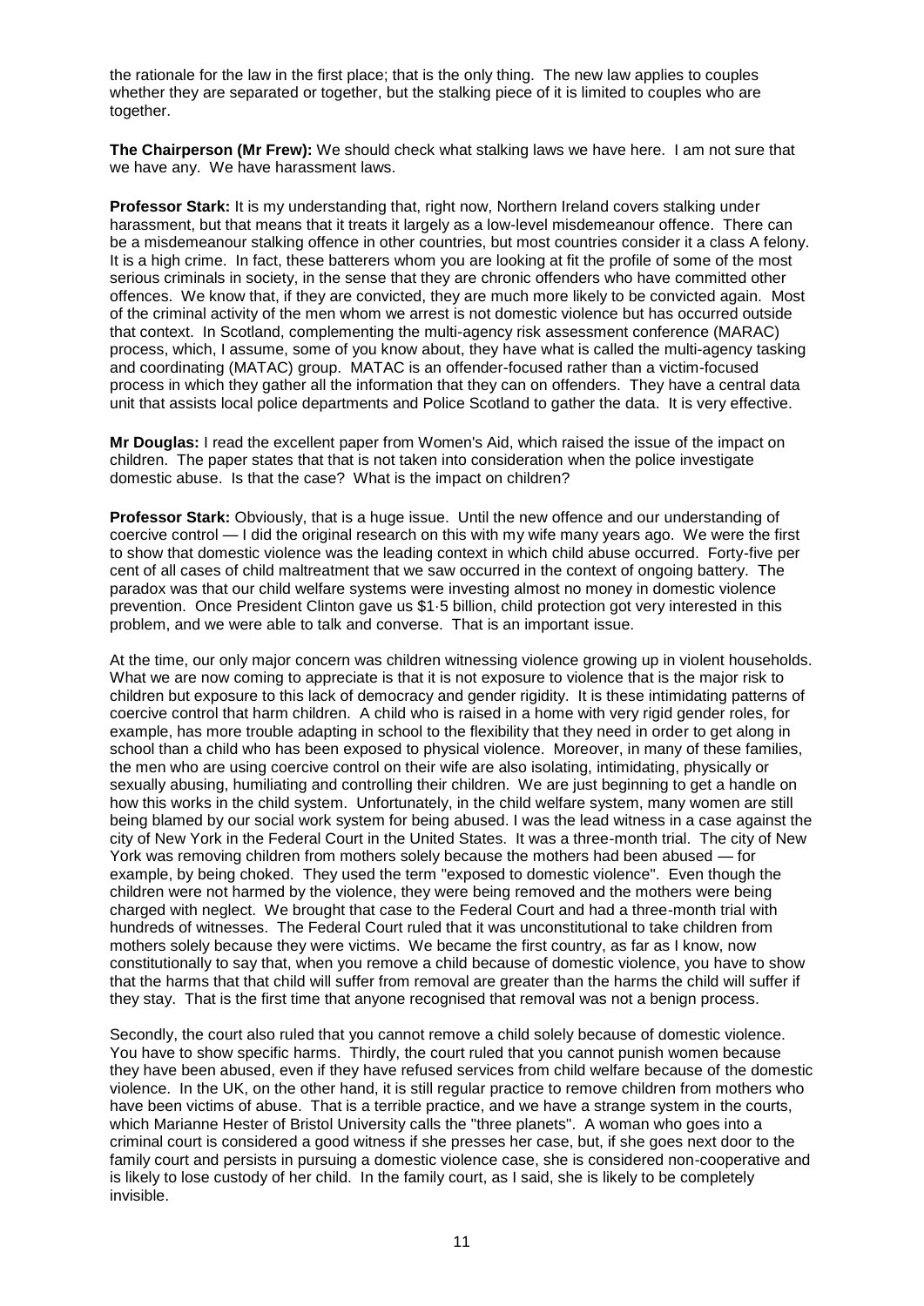the rationale for the law in the first place; that is the only thing. The new law applies to couples whether they are separated or together, but the stalking piece of it is limited to couples who are together.

**The Chairperson (Mr Frew):** We should check what stalking laws we have here. I am not sure that we have any. We have harassment laws.

**Professor Stark:** It is my understanding that, right now, Northern Ireland covers stalking under harassment, but that means that it treats it largely as a low-level misdemeanour offence. There can be a misdemeanour stalking offence in other countries, but most countries consider it a class A felony. It is a high crime. In fact, these batterers whom you are looking at fit the profile of some of the most serious criminals in society, in the sense that they are chronic offenders who have committed other offences. We know that, if they are convicted, they are much more likely to be convicted again. Most of the criminal activity of the men whom we arrest is not domestic violence but has occurred outside that context. In Scotland, complementing the multi-agency risk assessment conference (MARAC) process, which, I assume, some of you know about, they have what is called the multi-agency tasking and coordinating (MATAC) group. MATAC is an offender-focused rather than a victim-focused process in which they gather all the information that they can on offenders. They have a central data unit that assists local police departments and Police Scotland to gather the data. It is very effective.

**Mr Douglas:** I read the excellent paper from Women's Aid, which raised the issue of the impact on children. The paper states that that is not taken into consideration when the police investigate domestic abuse. Is that the case? What is the impact on children?

**Professor Stark:** Obviously, that is a huge issue. Until the new offence and our understanding of coercive control — I did the original research on this with my wife many years ago. We were the first to show that domestic violence was the leading context in which child abuse occurred. Forty-five per cent of all cases of child maltreatment that we saw occurred in the context of ongoing battery. The paradox was that our child welfare systems were investing almost no money in domestic violence prevention. Once President Clinton gave us $1·5 billion, child protection got very interested in this problem, and we were able to talk and converse. That is an important issue.

At the time, our only major concern was children witnessing violence growing up in violent households. What we are now coming to appreciate is that it is not exposure to violence that is the major risk to children but exposure to this lack of democracy and gender rigidity. It is these intimidating patterns of coercive control that harm children. A child who is raised in a home with very rigid gender roles, for example, has more trouble adapting in school to the flexibility that they need in order to get along in school than a child who has been exposed to physical violence. Moreover, in many of these families, the men who are using coercive control on their wife are also isolating, intimidating, physically or sexually abusing, humiliating and controlling their children. We are just beginning to get a handle on how this works in the child system. Unfortunately, in the child welfare system, many women are still being blamed by our social work system for being abused. I was the lead witness in a case against the city of New York in the Federal Court in the United States. It was a three-month trial. The city of New York was removing children from mothers solely because the mothers had been abused — for example, by being choked. They used the term "exposed to domestic violence". Even though the children were not harmed by the violence, they were being removed and the mothers were being charged with neglect. We brought that case to the Federal Court and had a three-month trial with hundreds of witnesses. The Federal Court ruled that it was unconstitutional to take children from mothers solely because they were victims. We became the first country, as far as I know, now constitutionally to say that, when you remove a child because of domestic violence, you have to show that the harms that that child will suffer from removal are greater than the harms the child will suffer if they stay. That is the first time that anyone recognised that removal was not a benign process.

Secondly, the court also ruled that you cannot remove a child solely because of domestic violence. You have to show specific harms. Thirdly, the court ruled that you cannot punish women because they have been abused, even if they have refused services from child welfare because of the domestic violence. In the UK, on the other hand, it is still regular practice to remove children from mothers who have been victims of abuse. That is a terrible practice, and we have a strange system in the courts, which Marianne Hester of Bristol University calls the "three planets". A woman who goes into a criminal court is considered a good witness if she presses her case, but, if she goes next door to the family court and persists in pursuing a domestic violence case, she is considered non-cooperative and is likely to lose custody of her child. In the family court, as I said, she is likely to be completely invisible.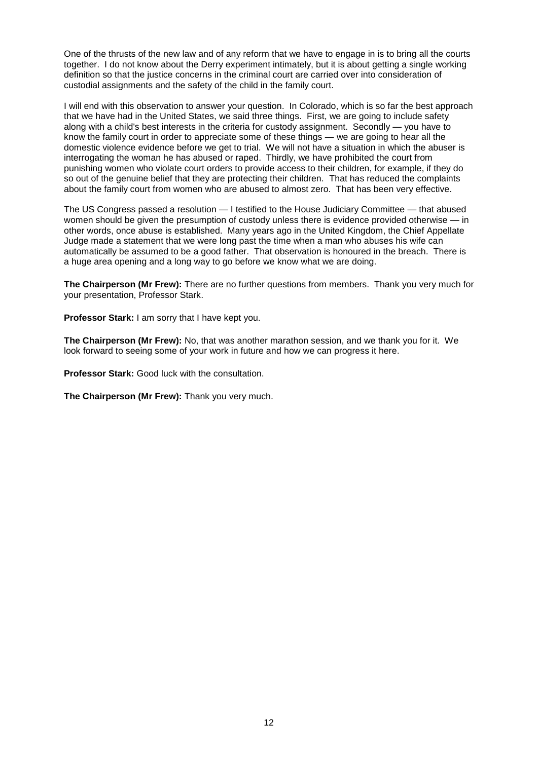One of the thrusts of the new law and of any reform that we have to engage in is to bring all the courts together. I do not know about the Derry experiment intimately, but it is about getting a single working definition so that the justice concerns in the criminal court are carried over into consideration of custodial assignments and the safety of the child in the family court.

I will end with this observation to answer your question. In Colorado, which is so far the best approach that we have had in the United States, we said three things. First, we are going to include safety along with a child's best interests in the criteria for custody assignment. Secondly — you have to know the family court in order to appreciate some of these things — we are going to hear all the domestic violence evidence before we get to trial. We will not have a situation in which the abuser is interrogating the woman he has abused or raped. Thirdly, we have prohibited the court from punishing women who violate court orders to provide access to their children, for example, if they do so out of the genuine belief that they are protecting their children. That has reduced the complaints about the family court from women who are abused to almost zero. That has been very effective.

The US Congress passed a resolution — I testified to the House Judiciary Committee — that abused women should be given the presumption of custody unless there is evidence provided otherwise — in other words, once abuse is established. Many years ago in the United Kingdom, the Chief Appellate Judge made a statement that we were long past the time when a man who abuses his wife can automatically be assumed to be a good father. That observation is honoured in the breach. There is a huge area opening and a long way to go before we know what we are doing.

**The Chairperson (Mr Frew):** There are no further questions from members. Thank you very much for your presentation, Professor Stark.

**Professor Stark:** I am sorry that I have kept you.

**The Chairperson (Mr Frew):** No, that was another marathon session, and we thank you for it. We look forward to seeing some of your work in future and how we can progress it here.

**Professor Stark:** Good luck with the consultation.

**The Chairperson (Mr Frew):** Thank you very much.